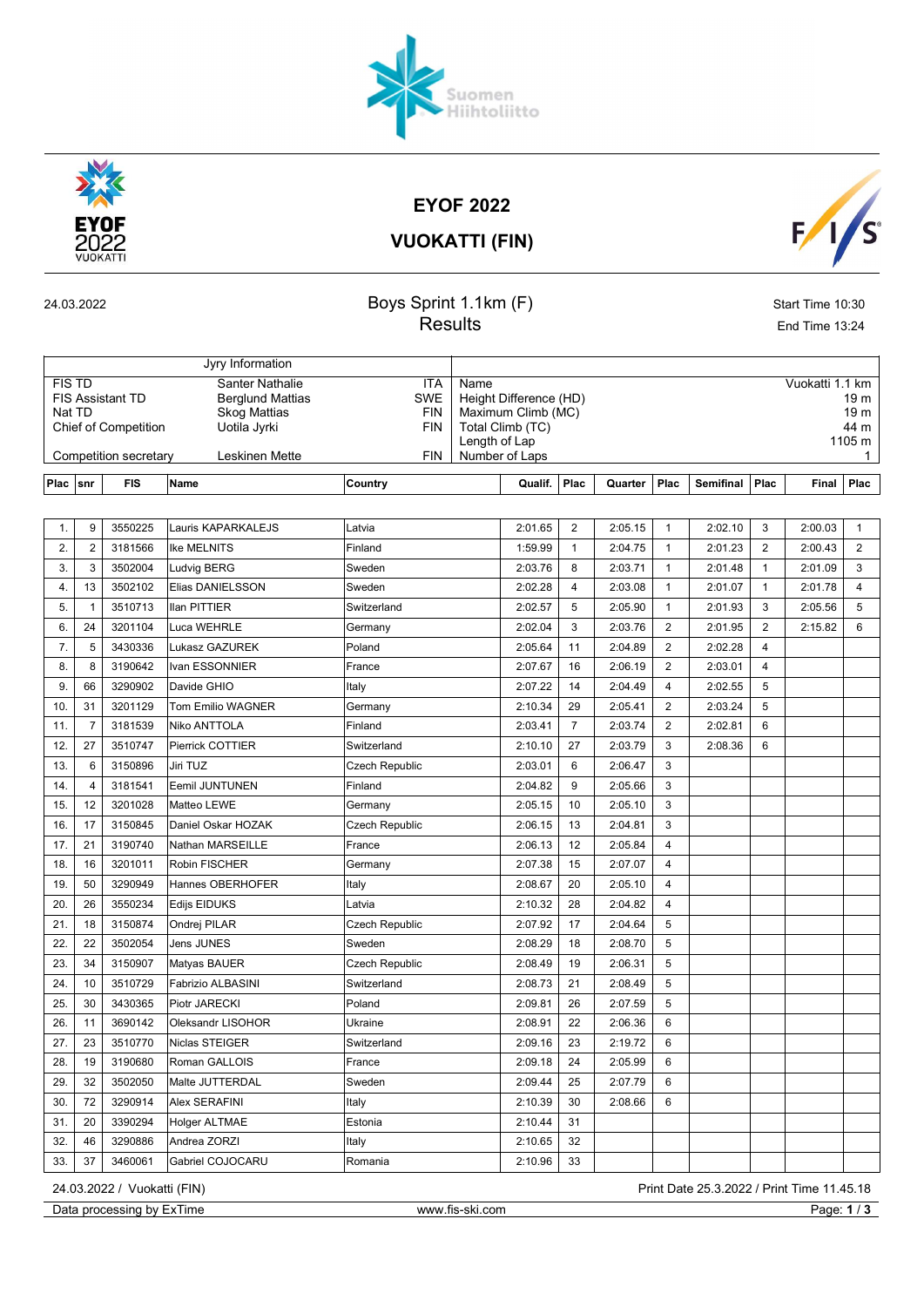# EYOF 2022

# VUOKATTI (FIN)

24.03.2022

## Boys Sprint 1.1km (F)

## Results

Start Time 10:30
End Time 13:24

| Jury Information | | |
|---|---|---|
| FIS TD | Santer Nathalie | ITA |
| FIS Assistant TD | Berglund Mattias | SWE |
| Nat TD | Skog Mattias | FIN |
| Chief of Competition | Uotila Jyrki | FIN |
| Competition secretary | Leskinen Mette | FIN |

| Name | Vuokatti 1.1 km |
|---|---|
| Height Difference (HD) | 19 m |
| Maximum Climb (MC) | 19 m |
| Total Climb (TC) | 44 m |
| Length of Lap | 1105 m |
| Number of Laps | 1 |

| Plac | snr | FIS | Name | Country | Qualif. | Plac | Quarter | Plac | Semifinal | Plac | Final | Plac |
|---|---|---|---|---|---|---|---|---|---|---|---|---|
| 1. | 9 | 3550225 | Lauris KAPARKALEJS | Latvia | 2:01.65 | 2 | 2:05.15 | 1 | 2:02.10 | 3 | 2:00.03 | 1 |
| 2. | 2 | 3181566 | Ike MELNITS | Finland | 1:59.99 | 1 | 2:04.75 | 1 | 2:01.23 | 2 | 2:00.43 | 2 |
| 3. | 3 | 3502004 | Ludvig BERG | Sweden | 2:03.76 | 8 | 2:03.71 | 1 | 2:01.48 | 1 | 2:01.09 | 3 |
| 4. | 13 | 3502102 | Elias DANIELSSON | Sweden | 2:02.28 | 4 | 2:03.08 | 1 | 2:01.07 | 1 | 2:01.78 | 4 |
| 5. | 1 | 3510713 | Ilan PITTIER | Switzerland | 2:02.57 | 5 | 2:05.90 | 1 | 2:01.93 | 3 | 2:05.56 | 5 |
| 6. | 24 | 3201104 | Luca WEHRLE | Germany | 2:02.04 | 3 | 2:03.76 | 2 | 2:01.95 | 2 | 2:15.82 | 6 |
| 7. | 5 | 3430336 | Lukasz GAZUREK | Poland | 2:05.64 | 11 | 2:04.89 | 2 | 2:02.28 | 4 | | |
| 8. | 8 | 3190642 | Ivan ESSONNIER | France | 2:07.67 | 16 | 2:06.19 | 2 | 2:03.01 | 4 | | |
| 9. | 66 | 3290902 | Davide GHIO | Italy | 2:07.22 | 14 | 2:04.49 | 4 | 2:02.55 | 5 | | |
| 10. | 31 | 3201129 | Tom Emilio WAGNER | Germany | 2:10.34 | 29 | 2:05.41 | 2 | 2:03.24 | 5 | | |
| 11. | 7 | 3181539 | Niko ANTTOLA | Finland | 2:03.41 | 7 | 2:03.74 | 2 | 2:02.81 | 6 | | |
| 12. | 27 | 3510747 | Pierrick COTTIER | Switzerland | 2:10.10 | 27 | 2:03.79 | 3 | 2:08.36 | 6 | | |
| 13. | 6 | 3150896 | Jiri TUZ | Czech Republic | 2:03.01 | 6 | 2:06.47 | 3 | | | | |
| 14. | 4 | 3181541 | Eemil JUNTUNEN | Finland | 2:04.82 | 9 | 2:05.66 | 3 | | | | |
| 15. | 12 | 3201028 | Matteo LEWE | Germany | 2:05.15 | 10 | 2:05.10 | 3 | | | | |
| 16. | 17 | 3150845 | Daniel Oskar HOZAK | Czech Republic | 2:06.15 | 13 | 2:04.81 | 3 | | | | |
| 17. | 21 | 3190740 | Nathan MARSEILLE | France | 2:06.13 | 12 | 2:05.84 | 4 | | | | |
| 18. | 16 | 3201011 | Robin FISCHER | Germany | 2:07.38 | 15 | 2:07.07 | 4 | | | | |
| 19. | 50 | 3290949 | Hannes OBERHOFER | Italy | 2:08.67 | 20 | 2:05.10 | 4 | | | | |
| 20. | 26 | 3550234 | Edijs EIDUKS | Latvia | 2:10.32 | 28 | 2:04.82 | 4 | | | | |
| 21. | 18 | 3150874 | Ondrej PILAR | Czech Republic | 2:07.92 | 17 | 2:04.64 | 5 | | | | |
| 22. | 22 | 3502054 | Jens JUNES | Sweden | 2:08.29 | 18 | 2:08.70 | 5 | | | | |
| 23. | 34 | 3150907 | Matyas BAUER | Czech Republic | 2:08.49 | 19 | 2:06.31 | 5 | | | | |
| 24. | 10 | 3510729 | Fabrizio ALBASINI | Switzerland | 2:08.73 | 21 | 2:08.49 | 5 | | | | |
| 25. | 30 | 3430365 | Piotr JARECKI | Poland | 2:09.81 | 26 | 2:07.59 | 5 | | | | |
| 26. | 11 | 3690142 | Oleksandr LISOHOR | Ukraine | 2:08.91 | 22 | 2:06.36 | 6 | | | | |
| 27. | 23 | 3510770 | Niclas STEIGER | Switzerland | 2:09.16 | 23 | 2:19.72 | 6 | | | | |
| 28. | 19 | 3190680 | Roman GALLOIS | France | 2:09.18 | 24 | 2:05.99 | 6 | | | | |
| 29. | 32 | 3502050 | Malte JUTTERDAL | Sweden | 2:09.44 | 25 | 2:07.79 | 6 | | | | |
| 30. | 72 | 3290914 | Alex SERAFINI | Italy | 2:10.39 | 30 | 2:08.66 | 6 | | | | |
| 31. | 20 | 3390294 | Holger ALTMAE | Estonia | 2:10.44 | 31 | | | | | | |
| 32. | 46 | 3290886 | Andrea ZORZI | Italy | 2:10.65 | 32 | | | | | | |
| 33. | 37 | 3460061 | Gabriel COJOCARU | Romania | 2:10.96 | 33 | | | | | | |

24.03.2022 / Vuokatti (FIN)

Print Date 25.3.2022 / Print Time 11.45.18

Data processing by ExTime

www.fis-ski.com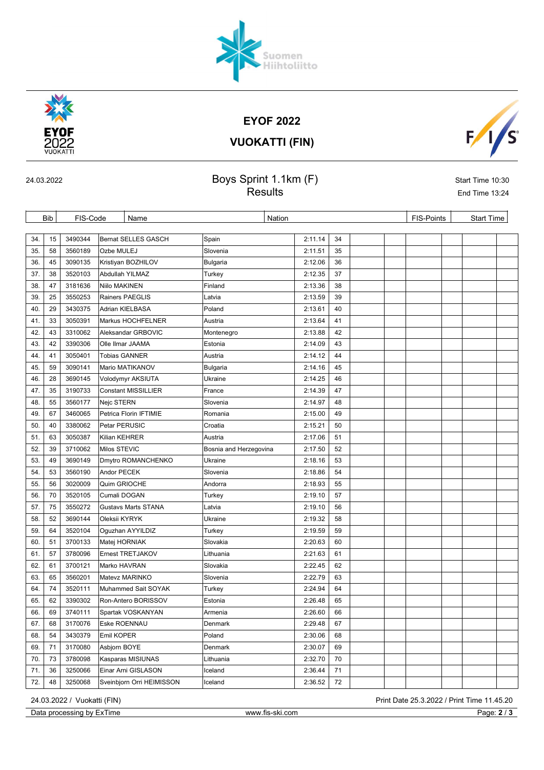# EYOF 2022

## VUOKATTI (FIN)

24.03.2022

### Boys Sprint 1.1km (F)
### Results

Start Time 10:30
End Time 13:24

| Rank | Bib | FIS-Code | Name | Nation | Time | | FIS-Points | Start Time |
|---|---|---|---|---|---|---|---|---|
| 34. | 15 | 3490344 | Bernat SELLES GASCH | Spain | 2:11.14 | 34 | | |
| 35. | 58 | 3560189 | Ozbe MULEJ | Slovenia | 2:11.51 | 35 | | |
| 36. | 45 | 3090135 | Kristiyan BOZHILOV | Bulgaria | 2:12.06 | 36 | | |
| 37. | 38 | 3520103 | Abdullah YILMAZ | Turkey | 2:12.35 | 37 | | |
| 38. | 47 | 3181636 | Niilo MAKINEN | Finland | 2:13.36 | 38 | | |
| 39. | 25 | 3550253 | Rainers PAEGLIS | Latvia | 2:13.59 | 39 | | |
| 40. | 29 | 3430375 | Adrian KIELBASA | Poland | 2:13.61 | 40 | | |
| 41. | 33 | 3050391 | Markus HOCHFELNER | Austria | 2:13.64 | 41 | | |
| 42. | 43 | 3310062 | Aleksandar GRBOVIC | Montenegro | 2:13.88 | 42 | | |
| 43. | 42 | 3390306 | Olle Ilmar JAAMA | Estonia | 2:14.09 | 43 | | |
| 44. | 41 | 3050401 | Tobias GANNER | Austria | 2:14.12 | 44 | | |
| 45. | 59 | 3090141 | Mario MATIKANOV | Bulgaria | 2:14.16 | 45 | | |
| 46. | 28 | 3690145 | Volodymyr AKSIUTA | Ukraine | 2:14.25 | 46 | | |
| 47. | 35 | 3190733 | Constant MISSILLIER | France | 2:14.39 | 47 | | |
| 48. | 55 | 3560177 | Nejc STERN | Slovenia | 2:14.97 | 48 | | |
| 49. | 67 | 3460065 | Petrica Florin IFTIMIE | Romania | 2:15.00 | 49 | | |
| 50. | 40 | 3380062 | Petar PERUSIC | Croatia | 2:15.21 | 50 | | |
| 51. | 63 | 3050387 | Kilian KEHRER | Austria | 2:17.06 | 51 | | |
| 52. | 39 | 3710062 | Milos STEVIC | Bosnia and Herzegovina | 2:17.50 | 52 | | |
| 53. | 49 | 3690149 | Dmytro ROMANCHENKO | Ukraine | 2:18.16 | 53 | | |
| 54. | 53 | 3560190 | Andor PECEK | Slovenia | 2:18.86 | 54 | | |
| 55. | 56 | 3020009 | Quim GRIOCHE | Andorra | 2:18.93 | 55 | | |
| 56. | 70 | 3520105 | Cumali DOGAN | Turkey | 2:19.10 | 57 | | |
| 57. | 75 | 3550272 | Gustavs Marts STANA | Latvia | 2:19.10 | 56 | | |
| 58. | 52 | 3690144 | Oleksii KYRYK | Ukraine | 2:19.32 | 58 | | |
| 59. | 64 | 3520104 | Oguzhan AYYILDIZ | Turkey | 2:19.59 | 59 | | |
| 60. | 51 | 3700133 | Matej HORNIAK | Slovakia | 2:20.63 | 60 | | |
| 61. | 57 | 3780096 | Ernest TRETJAKOV | Lithuania | 2:21.63 | 61 | | |
| 62. | 61 | 3700121 | Marko HAVRAN | Slovakia | 2:22.45 | 62 | | |
| 63. | 65 | 3560201 | Matevz MARINKO | Slovenia | 2:22.79 | 63 | | |
| 64. | 74 | 3520111 | Muhammed Sait SOYAK | Turkey | 2:24.94 | 64 | | |
| 65. | 62 | 3390302 | Ron-Antero BORISSOV | Estonia | 2:26.48 | 65 | | |
| 66. | 69 | 3740111 | Spartak VOSKANYAN | Armenia | 2:26.60 | 66 | | |
| 67. | 68 | 3170076 | Eske ROENNAU | Denmark | 2:29.48 | 67 | | |
| 68. | 54 | 3430379 | Emil KOPER | Poland | 2:30.06 | 68 | | |
| 69. | 71 | 3170080 | Asbjorn BOYE | Denmark | 2:30.07 | 69 | | |
| 70. | 73 | 3780098 | Kasparas MISIUNAS | Lithuania | 2:32.70 | 70 | | |
| 71. | 36 | 3250066 | Einar Arni GISLASON | Iceland | 2:36.44 | 71 | | |
| 72. | 48 | 3250068 | Sveinbjorn Orri HEIMISSON | Iceland | 2:36.52 | 72 | | |

24.03.2022 / Vuokatti (FIN) — Print Date 25.3.2022 / Print Time 11.45.20

Data processing by ExTime — www.fis-ski.com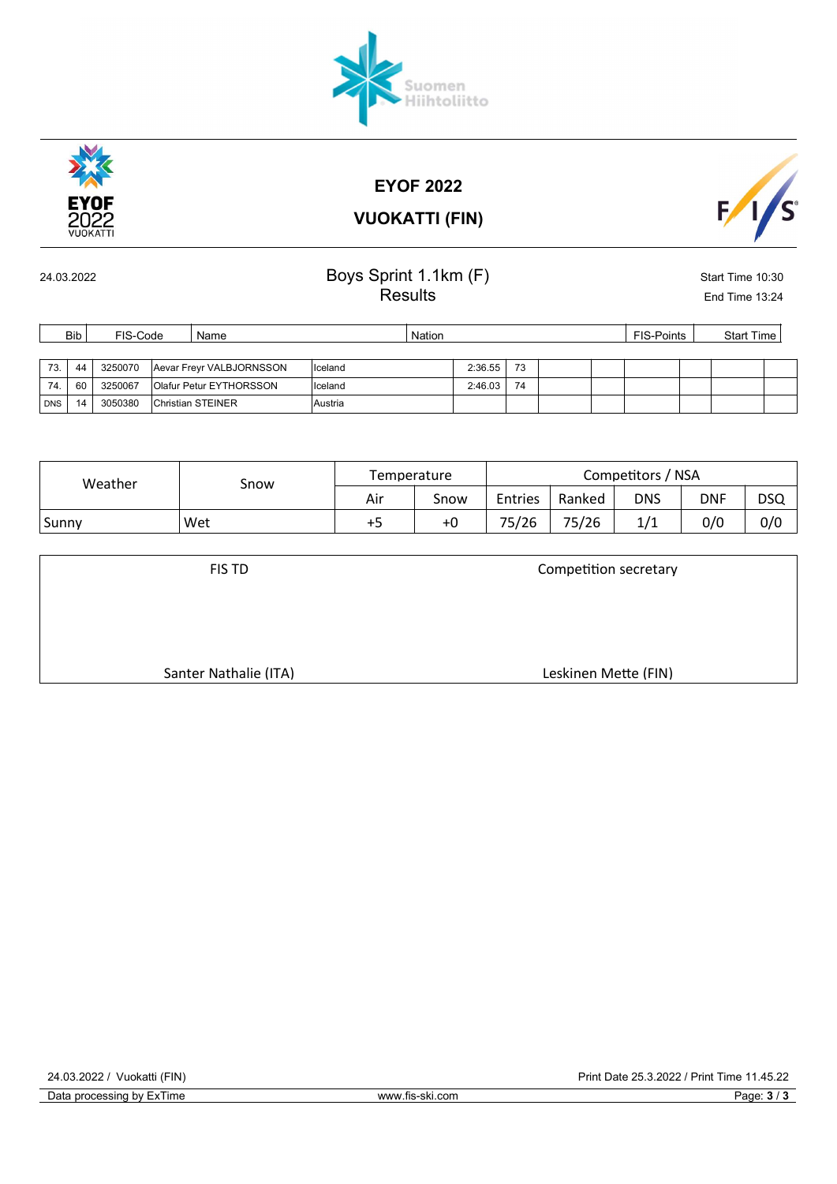# EYOF 2022

## VUOKATTI (FIN)

24.03.2022

### Boys Sprint 1.1km (F)
### Results

Start Time 10:30
End Time 13:24

| | Bib | FIS-Code | Name | Nation | | | | | | | | |
|---|---|---|---|---|---|---|---|---|---|---|---|---|
| 73. | 44 | 3250070 | Aevar Freyr VALBJORNSSON | Iceland | 2:36.55 | 73 | | | | | | |
| 74. | 60 | 3250067 | Olafur Petur EYTHORSSON | Iceland | 2:46.03 | 74 | | | | | | |
| DNS | 14 | 3050380 | Christian STEINER | Austria | | | | | | | | |

| Weather | Snow | Temperature | | Competitors / NSA | | | | |
|---|---|---|---|---|---|---|---|---|
| | | Air | Snow | Entries | Ranked | DNS | DNF | DSQ |
| Sunny | Wet | +5 | +0 | 75/26 | 75/26 | 1/1 | 0/0 | 0/0 |

| FIS TD | Competition secretary |
|---|---|
| Santer Nathalie (ITA) | Leskinen Mette (FIN) |

24.03.2022 / Vuokatti (FIN)

Print Date 25.3.2022 / Print Time 11.45.22

Data processing by ExTime

www.fis-ski.com